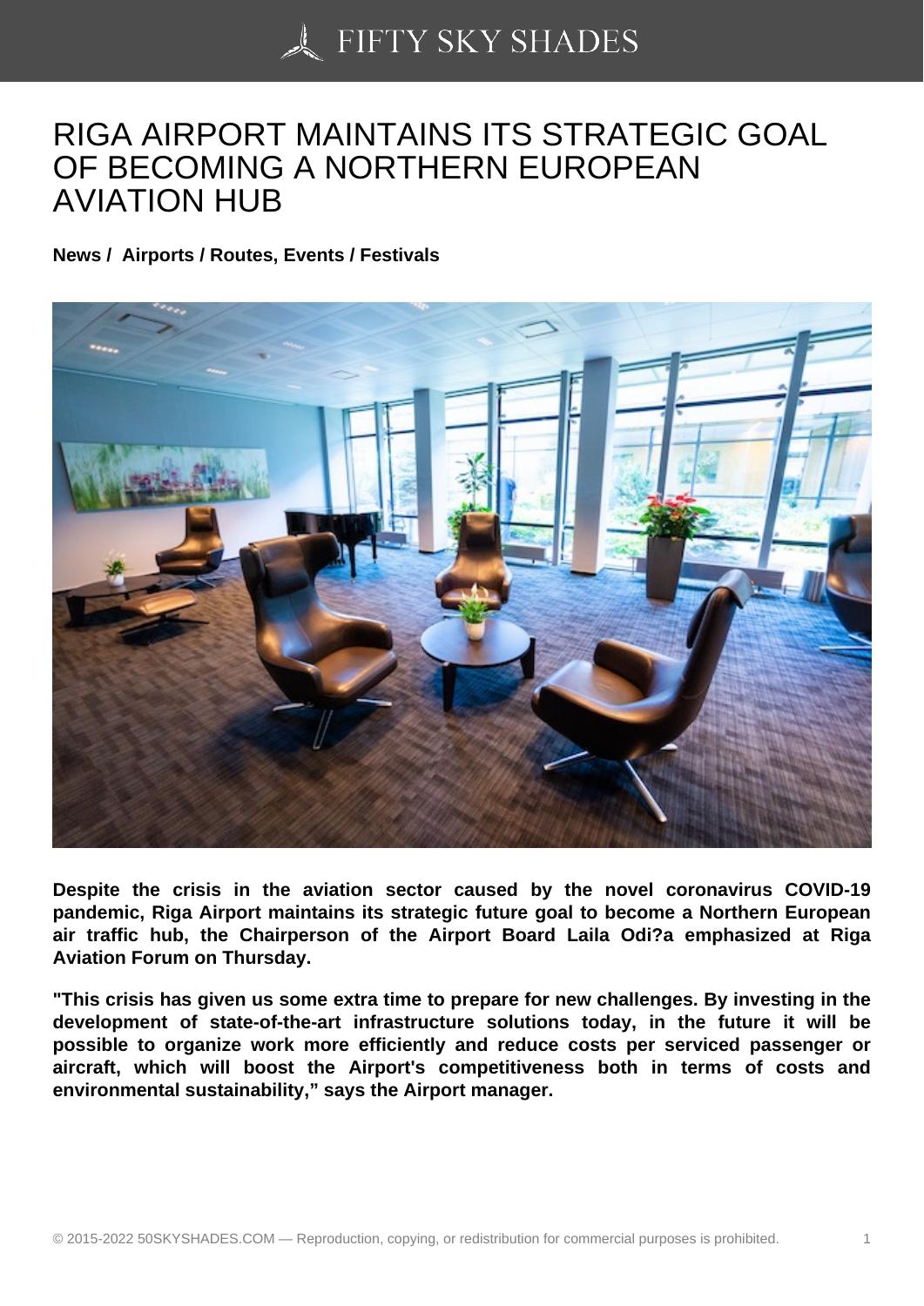# RIGA AIRPORT MAINTAINS ITS STRATEGIC GOAL OF BECOMING A NORTHERN EUROPEAN AVIATION HUB

**News / Airports / Routes, Events / Festivals**

**Despite the crisis in the aviation sector caused by the novel coronavirus COVID-19 pandemic, Riga Airport maintains its strategic future goal to become a Northern European air traffic hub, the Chairperson of the Airport Board Laila Odi?a emphasized at Riga Aviation Forum on Thursday.**

**"This crisis has given us some extra time to prepare for new challenges. By investing in the development of state-of-the-art infrastructure solutions today, in the future it will be possible to organize work more efficiently and reduce costs per serviced passenger or aircraft, which will boost the Airport's competitiveness both in terms of costs and environmental sustainability," says the Airport manager.**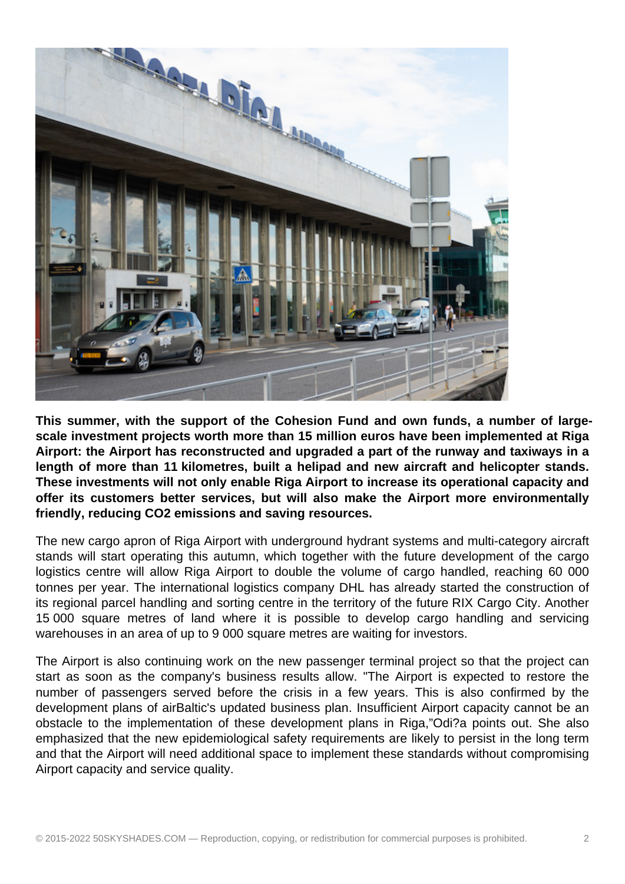**This summer, with the support of the Cohesion Fund and own funds, a number of large-scale investment projects worth more than 15 million euros have been implemented at Riga Airport: the Airport has reconstructed and upgraded a part of the runway and taxiways in a length of more than 11 kilometres, built a helipad and new aircraft and helicopter stands. These investments will not only enable Riga Airport to increase its operational capacity and offer its customers better services, but will also make the Airport more environmentally friendly, reducing $CO_2$ emissions and saving resources.**

The new cargo apron of Riga Airport with underground hydrant systems and multi-category aircraft stands will start operating this autumn, which together with the future development of the cargo logistics centre will allow Riga Airport to double the volume of cargo handled, reaching 60 000 tonnes per year. The international logistics company DHL has already started the construction of its regional parcel handling and sorting centre in the territory of the future RIX Cargo City. Another 15 000 square metres of land where it is possible to develop cargo handling and servicing warehouses in an area of up to 9 000 square metres are waiting for investors.

The Airport is also continuing work on the new passenger terminal project so that the project can start as soon as the company's business results allow. "The Airport is expected to restore the number of passengers served before the crisis in a few years. This is also confirmed by the development plans of airBaltic's updated business plan. Insufficient Airport capacity cannot be an obstacle to the implementation of these development plans in Riga,"Odi?a points out. She also emphasized that the new epidemiological safety requirements are likely to persist in the long term and that the Airport will need additional space to implement these standards without compromising Airport capacity and service quality.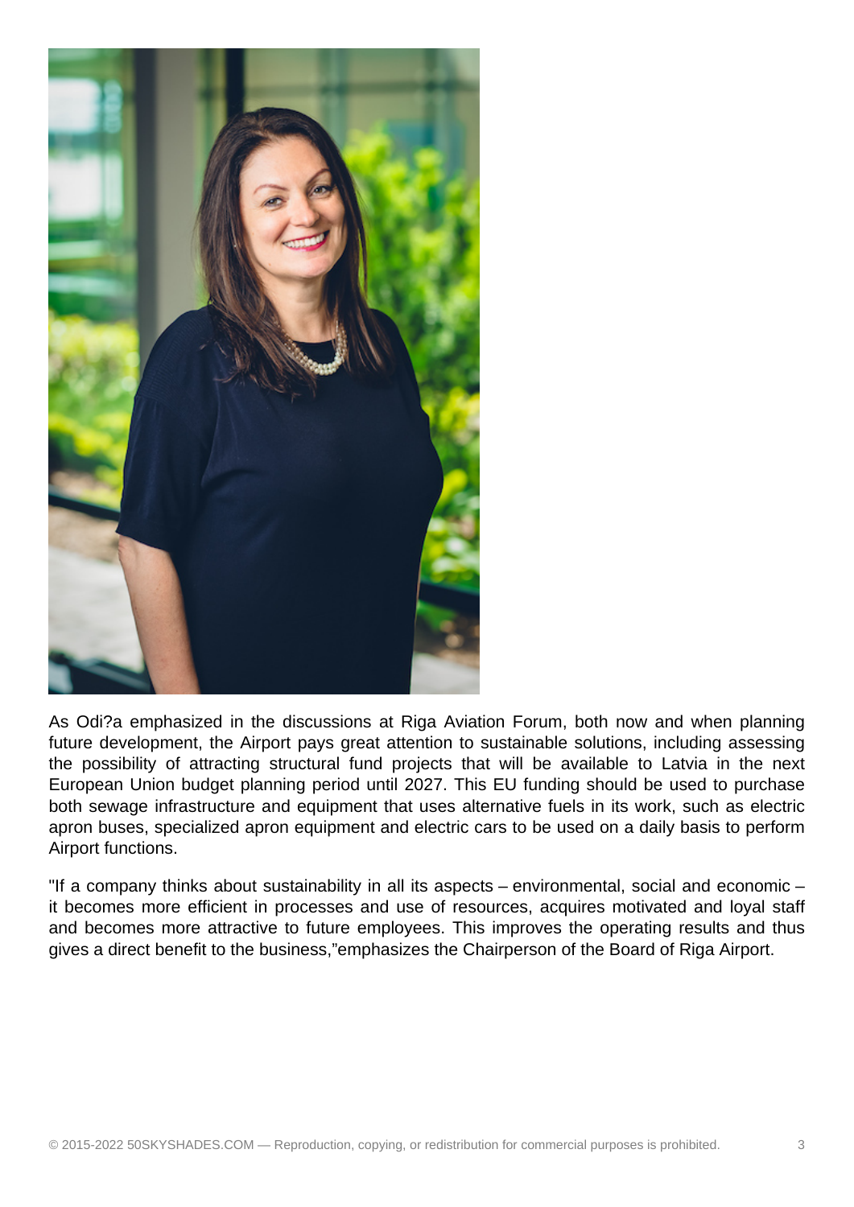As Odi?a emphasized in the discussions at Riga Aviation Forum, both now and when planning future development, the Airport pays great attention to sustainable solutions, including assessing the possibility of attracting structural fund projects that will be available to Latvia in the next European Union budget planning period until 2027. This EU funding should be used to purchase both sewage infrastructure and equipment that uses alternative fuels in its work, such as electric apron buses, specialized apron equipment and electric cars to be used on a daily basis to perform Airport functions.

"If a company thinks about sustainability in all its aspects – environmental, social and economic – it becomes more efficient in processes and use of resources, acquires motivated and loyal staff and becomes more attractive to future employees. This improves the operating results and thus gives a direct benefit to the business,"emphasizes the Chairperson of the Board of Riga Airport.

© 2015-2022 50SKYSHADES.COM — Reproduction, copying, or redistribution for commercial purposes is prohibited.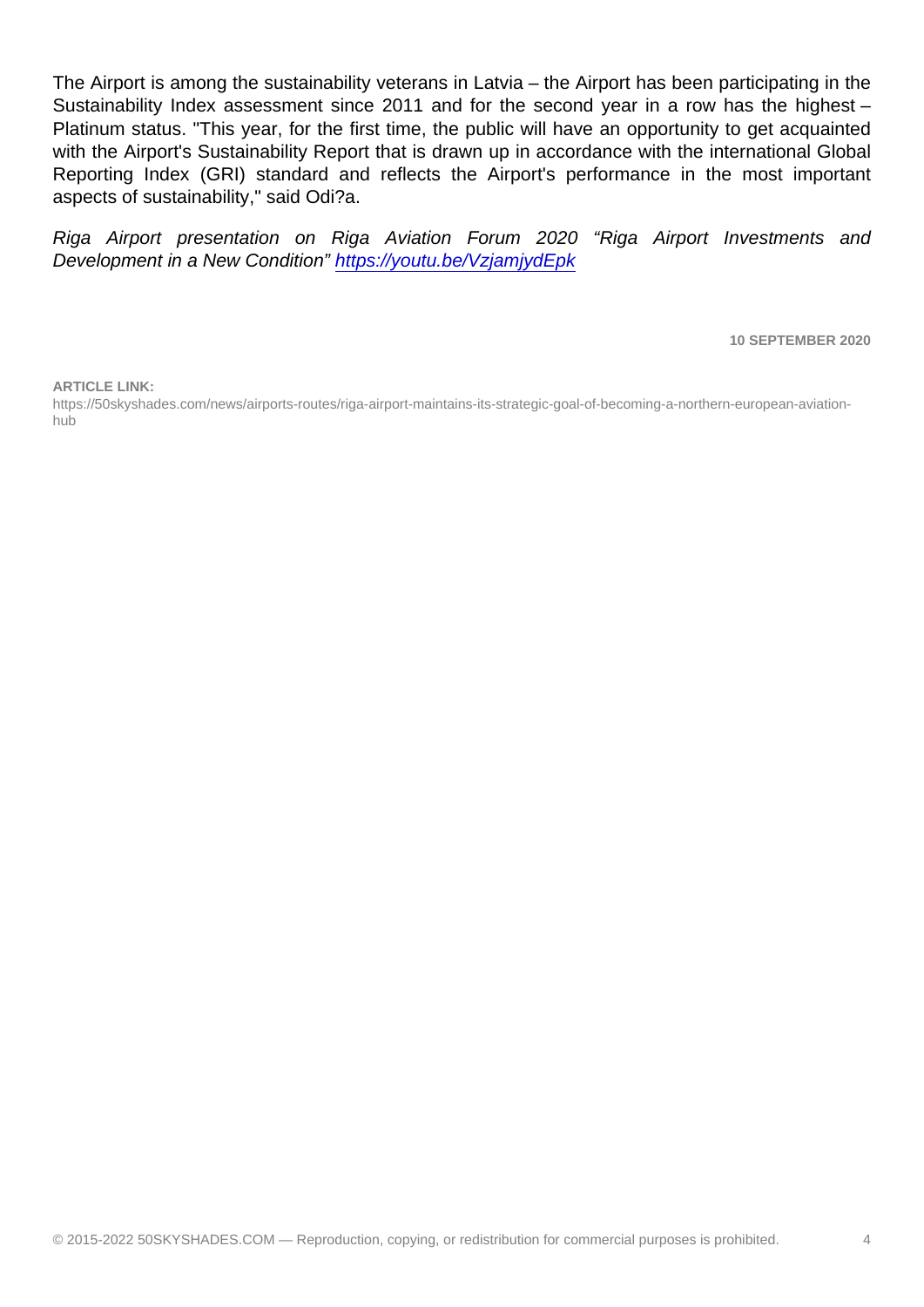The Airport is among the sustainability veterans in Latvia – the Airport has been participating in the Sustainability Index assessment since 2011 and for the second year in a row has the highest – Platinum status. "This year, for the first time, the public will have an opportunity to get acquainted with the Airport's Sustainability Report that is drawn up in accordance with the international Global Reporting Index (GRI) standard and reflects the Airport's performance in the most important aspects of sustainability," said Odi?a.

*Riga Airport presentation on Riga Aviation Forum 2020 "Riga Airport Investments and Development in a New Condition"* [https://youtu.be/VzjamjydEpk](https://youtu.be/VzjamjydEpk)

**10 SEPTEMBER 2020**

**ARTICLE LINK:**

https://50skyshades.com/news/airports-routes/riga-airport-maintains-its-strategic-goal-of-becoming-a-northern-european-aviation-hub